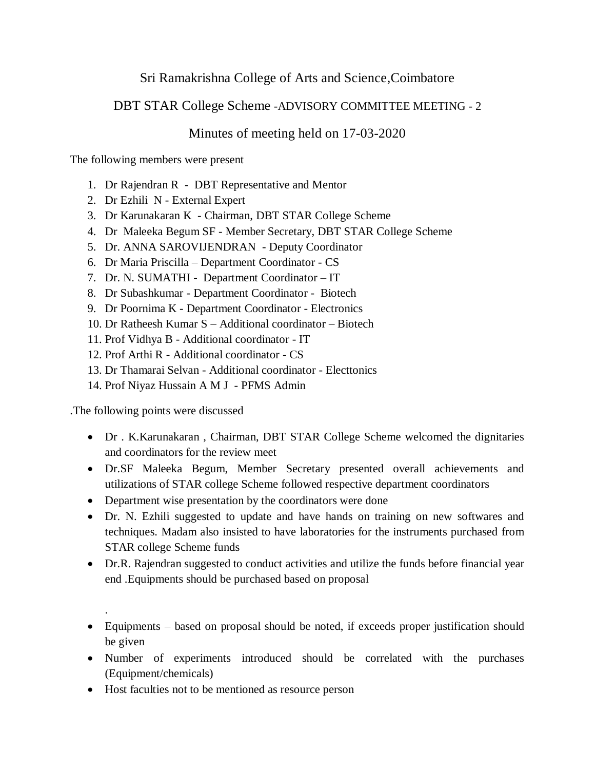# Sri Ramakrishna College of Arts and Science,Coimbatore

## DBT STAR College Scheme -ADVISORY COMMITTEE MEETING - 2

## Minutes of meeting held on 17-03-2020

The following members were present

1. Dr Rajendran R - DBT Representative and Mentor
2. Dr Ezhili N - External Expert
3. Dr Karunakaran K - Chairman, DBT STAR College Scheme
4. Dr Maleeka Begum SF - Member Secretary, DBT STAR College Scheme
5. Dr. ANNA SAROVIJENDRAN - Deputy Coordinator
6. Dr Maria Priscilla – Department Coordinator - CS
7. Dr. N. SUMATHI - Department Coordinator – IT
8. Dr Subashkumar - Department Coordinator - Biotech
9. Dr Poornima K - Department Coordinator - Electronics
10. Dr Ratheesh Kumar S – Additional coordinator – Biotech
11. Prof Vidhya B - Additional coordinator - IT
12. Prof Arthi R - Additional coordinator - CS
13. Dr Thamarai Selvan - Additional coordinator - Electtonics
14. Prof Niyaz Hussain A M J - PFMS Admin

.The following points were discussed

- Dr . K.Karunakaran , Chairman, DBT STAR College Scheme welcomed the dignitaries and coordinators for the review meet
- Dr.SF Maleeka Begum, Member Secretary presented overall achievements and utilizations of STAR college Scheme followed respective department coordinators
- Department wise presentation by the coordinators were done
- Dr. N. Ezhili suggested to update and have hands on training on new softwares and techniques. Madam also insisted to have laboratories for the instruments purchased from STAR college Scheme funds
- Dr.R. Rajendran suggested to conduct activities and utilize the funds before financial year end .Equipments should be purchased based on proposal

.

- Equipments – based on proposal should be noted, if exceeds proper justification should be given
- Number of experiments introduced should be correlated with the purchases (Equipment/chemicals)
- Host faculties not to be mentioned as resource person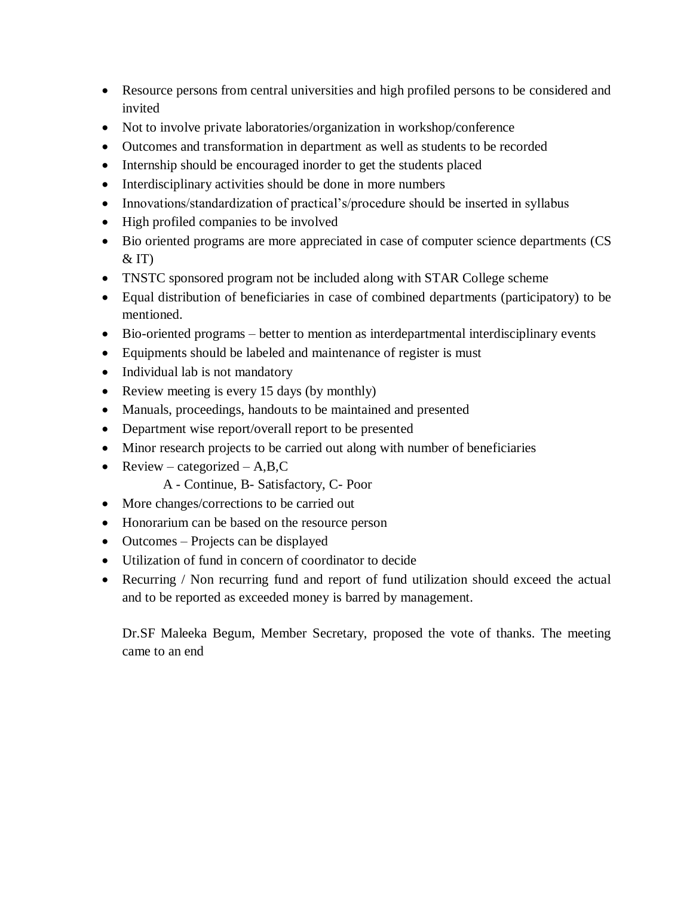- Resource persons from central universities and high profiled persons to be considered and invited
- Not to involve private laboratories/organization in workshop/conference
- Outcomes and transformation in department as well as students to be recorded
- Internship should be encouraged inorder to get the students placed
- Interdisciplinary activities should be done in more numbers
- Innovations/standardization of practical's/procedure should be inserted in syllabus
- High profiled companies to be involved
- Bio oriented programs are more appreciated in case of computer science departments (CS & IT)
- TNSTC sponsored program not be included along with STAR College scheme
- Equal distribution of beneficiaries in case of combined departments (participatory) to be mentioned.
- Bio-oriented programs – better to mention as interdepartmental interdisciplinary events
- Equipments should be labeled and maintenance of register is must
- Individual lab is not mandatory
- Review meeting is every 15 days (by monthly)
- Manuals, proceedings, handouts to be maintained and presented
- Department wise report/overall report to be presented
- Minor research projects to be carried out along with number of beneficiaries
- Review – categorized – A,B,C

    A - Continue, B- Satisfactory, C- Poor
- More changes/corrections to be carried out
- Honorarium can be based on the resource person
- Outcomes – Projects can be displayed
- Utilization of fund in concern of coordinator to decide
- Recurring / Non recurring fund and report of fund utilization should exceed the actual and to be reported as exceeded money is barred by management.

Dr.SF Maleeka Begum, Member Secretary, proposed the vote of thanks. The meeting came to an end